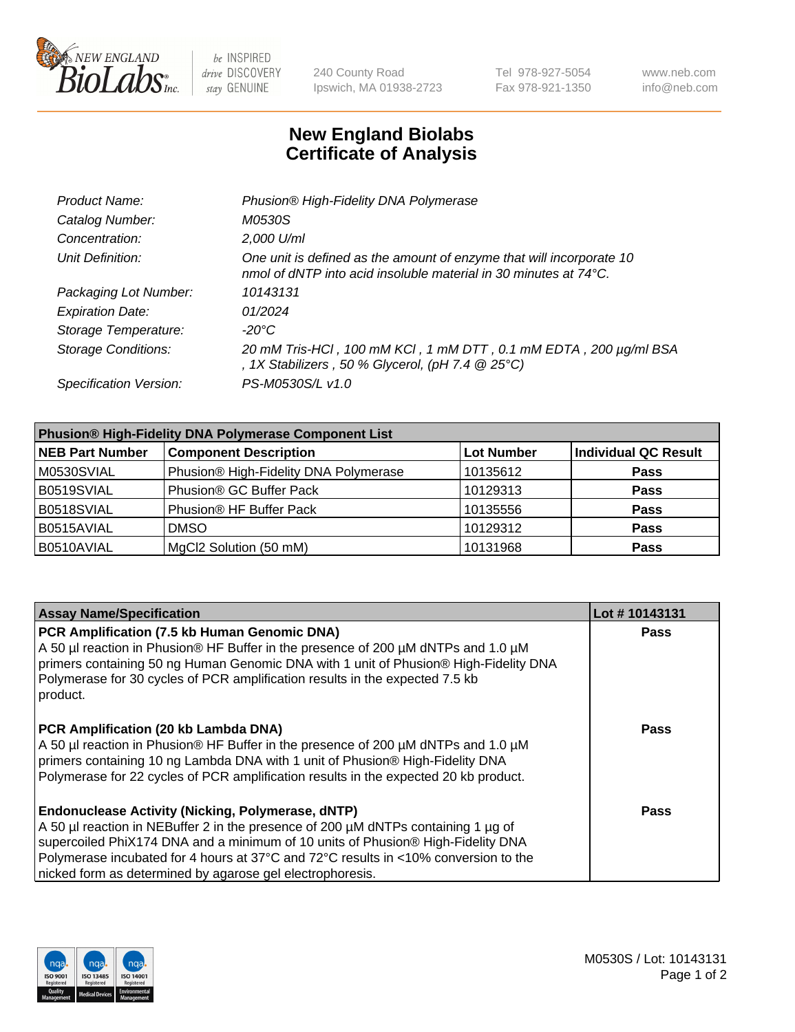# New England Biolabs Certificate of Analysis

| | |
|---|---|
| *Product Name:* | *Phusion® High-Fidelity DNA Polymerase* |
| *Catalog Number:* | *M0530S* |
| *Concentration:* | *2,000 U/ml* |
| *Unit Definition:* | *One unit is defined as the amount of enzyme that will incorporate 10 nmol of dNTP into acid insoluble material in 30 minutes at 74°C.* |
| *Packaging Lot Number:* | *10143131* |
| *Expiration Date:* | *01/2024* |
| *Storage Temperature:* | *-20°C* |
| *Storage Conditions:* | *20 mM Tris-HCl , 100 mM KCl , 1 mM DTT , 0.1 mM EDTA , 200 µg/ml BSA , 1X Stabilizers , 50 % Glycerol, (pH 7.4 @ 25°C)* |
| *Specification Version:* | *PS-M0530S/L v1.0* |

| **Phusion® High-Fidelity DNA Polymerase Component List** | | | |
|---|---|---|---|
| **NEB Part Number** | **Component Description** | **Lot Number** | **Individual QC Result** |
| M0530SVIAL | Phusion® High-Fidelity DNA Polymerase | 10135612 | **Pass** |
| B0519SVIAL | Phusion® GC Buffer Pack | 10129313 | **Pass** |
| B0518SVIAL | Phusion® HF Buffer Pack | 10135556 | **Pass** |
| B0515AVIAL | DMSO | 10129312 | **Pass** |
| B0510AVIAL | MgCl2 Solution (50 mM) | 10131968 | **Pass** |

| **Assay Name/Specification** | **Lot # 10143131** |
|---|---|
| **PCR Amplification (7.5 kb Human Genomic DNA)** A 50 µl reaction in Phusion® HF Buffer in the presence of 200 µM dNTPs and 1.0 µM primers containing 50 ng Human Genomic DNA with 1 unit of Phusion® High-Fidelity DNA Polymerase for 30 cycles of PCR amplification results in the expected 7.5 kb product. | **Pass** |
| **PCR Amplification (20 kb Lambda DNA)** A 50 µl reaction in Phusion® HF Buffer in the presence of 200 µM dNTPs and 1.0 µM primers containing 10 ng Lambda DNA with 1 unit of Phusion® High-Fidelity DNA Polymerase for 22 cycles of PCR amplification results in the expected 20 kb product. | **Pass** |
| **Endonuclease Activity (Nicking, Polymerase, dNTP)** A 50 µl reaction in NEBuffer 2 in the presence of 200 µM dNTPs containing 1 µg of supercoiled PhiX174 DNA and a minimum of 10 units of Phusion® High-Fidelity DNA Polymerase incubated for 4 hours at 37°C and 72°C results in <10% conversion to the nicked form as determined by agarose gel electrophoresis. | **Pass** |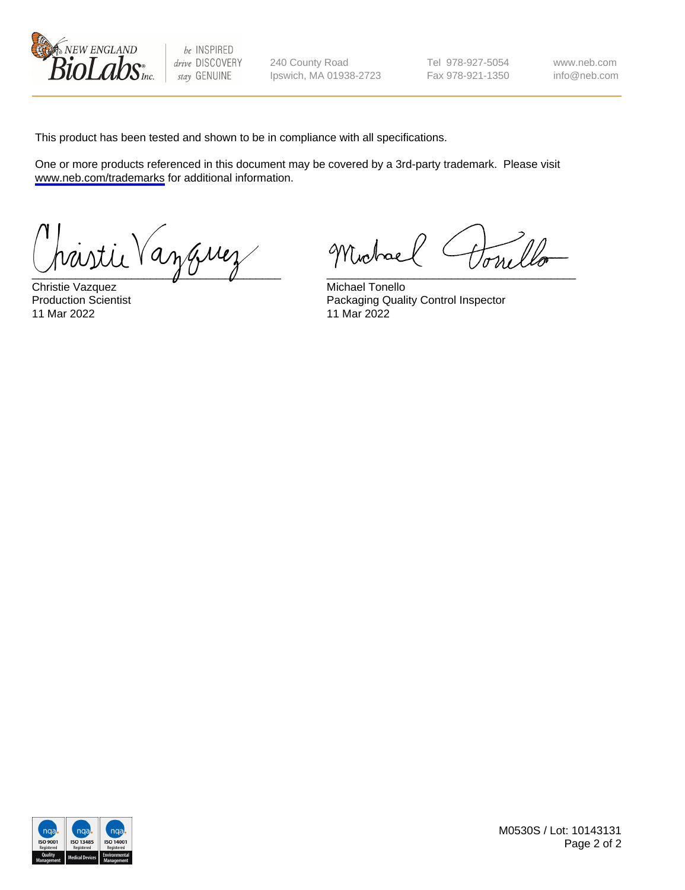This product has been tested and shown to be in compliance with all specifications.

One or more products referenced in this document may be covered by a 3rd-party trademark. Please visit www.neb.com/trademarks for additional information.

Christie Vazquez
Production Scientist
11 Mar 2022

Michael Tonello
Packaging Quality Control Inspector
11 Mar 2022

M0530S / Lot: 10143131